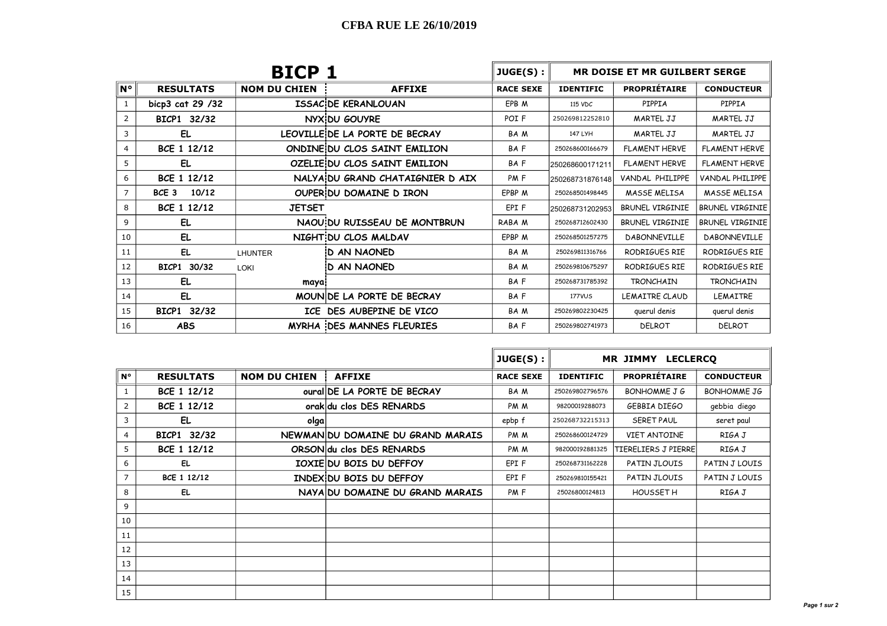# CFBA RUE LE 26/10/2019

## BICP 1

| N° | RESULTATS | NOM DU CHIEN | AFFIXE | RACE SEXE | IDENTIFIC | PROPRIÉTAIRE | CONDUCTEUR |
|---|---|---|---|---|---|---|---|
| | | | | JUGE(S) : | MR DOISE ET MR GUILBERT SERGE | | |
| 1 | bicp3 cat 29 /32 | ISSAC | DE KERANLOUAN | EPB M | 115 VDC | PIPPIA | PIPPIA |
| 2 | BICP1 32/32 | NYX | DU GOUYRE | POI F | 250269812252810 | MARTEL JJ | MARTEL JJ |
| 3 | EL | LEOVILLE | DE LA PORTE DE BECRAY | BA M | 147 LYH | MARTEL JJ | MARTEL JJ |
| 4 | BCE 1 12/12 | ONDINE | DU CLOS SAINT EMILION | BA F | 250268600166679 | FLAMENT HERVE | FLAMENT HERVE |
| 5 | EL | OZELIE | DU CLOS SAINT EMILION | BA F | 250268600171211 | FLAMENT HERVE | FLAMENT HERVE |
| 6 | BCE 1 12/12 | NALYA | DU GRAND CHATAIGNIER D AIX | PM F | 250268731876148 | VANDAL PHILIPPE | VANDAL PHILIPPE |
| 7 | BCE 3 10/12 | OUPER | DU DOMAINE D IRON | EPBP M | 250268501498445 | MASSE MELISA | MASSE MELISA |
| 8 | BCE 1 12/12 | JETSET | | EPI F | 250268731202953 | BRUNEL VIRGINIE | BRUNEL VIRGINIE |
| 9 | EL | NAOU | DU RUISSEAU DE MONTBRUN | RABA M | 250268712602430 | BRUNEL VIRGINIE | BRUNEL VIRGINIE |
| 10 | EL | NIGHT | DU CLOS MALDAV | EPBP M | 250268501257275 | DABONNEVILLE | DABONNEVILLE |
| 11 | EL | LHUNTER | D AN NAONED | BA M | 250269811316766 | RODRIGUES RIE | RODRIGUES RIE |
| 12 | BICP1 30/32 | LOKI | D AN NAONED | BA M | 250269810675297 | RODRIGUES RIE | RODRIGUES RIE |
| 13 | EL | maya | | BA F | 250268731785392 | TRONCHAIN | TRONCHAIN |
| 14 | EL | MOUN | DE LA PORTE DE BECRAY | BA F | 177VUS | LEMAITRE CLAUD | LEMAITRE |
| 15 | BICP1 32/32 | ICE | DES AUBEPINE DE VICO | BA M | 250269802230425 | querul denis | querul denis |
| 16 | ABS | MYRHA | DES MANNES FLEURIES | BA F | 250269802741973 | DELROT | DELROT |

| N° | RESULTATS | NOM DU CHIEN | AFFIXE | RACE SEXE | IDENTIFIC | PROPRIÉTAIRE | CONDUCTEUR |
|---|---|---|---|---|---|---|---|
| | | | | JUGE(S) : | MR JIMMY LECLERCQ | | |
| 1 | BCE 1 12/12 | oural | DE LA PORTE DE BECRAY | BA M | 250269802796576 | BONHOMME J G | BONHOMME JG |
| 2 | BCE 1 12/12 | orak | du clos DES RENARDS | PM M | 98200019288073 | GEBBIA DIEGO | gebbia diego |
| 3 | EL | olga | | epbp f | 250268732215313 | SERET PAUL | seret paul |
| 4 | BICP1 32/32 | NEWMAN | DU DOMAINE DU GRAND MARAIS | PM M | 250268600124729 | VIET ANTOINE | RIGA J |
| 5 | BCE 1 12/12 | ORSON | du clos DES RENARDS | PM M | 982000192881325 | TIERELIERS J PIERRE | RIGA J |
| 6 | EL | IOXIE | DU BOIS DU DEFFOY | EPI F | 250268731162228 | PATIN JLOUIS | PATIN J LOUIS |
| 7 | BCE 1 12/12 | INDEX | DU BOIS DU DEFFOY | EPI F | 250269810155421 | PATIN JLOUIS | PATIN J LOUIS |
| 8 | EL | NAYA | DU DOMAINE DU GRAND MARAIS | PM F | 25026800124813 | HOUSSET H | RIGA J |
| 9 | | | | | | | |
| 10 | | | | | | | |
| 11 | | | | | | | |
| 12 | | | | | | | |
| 13 | | | | | | | |
| 14 | | | | | | | |
| 15 | | | | | | | |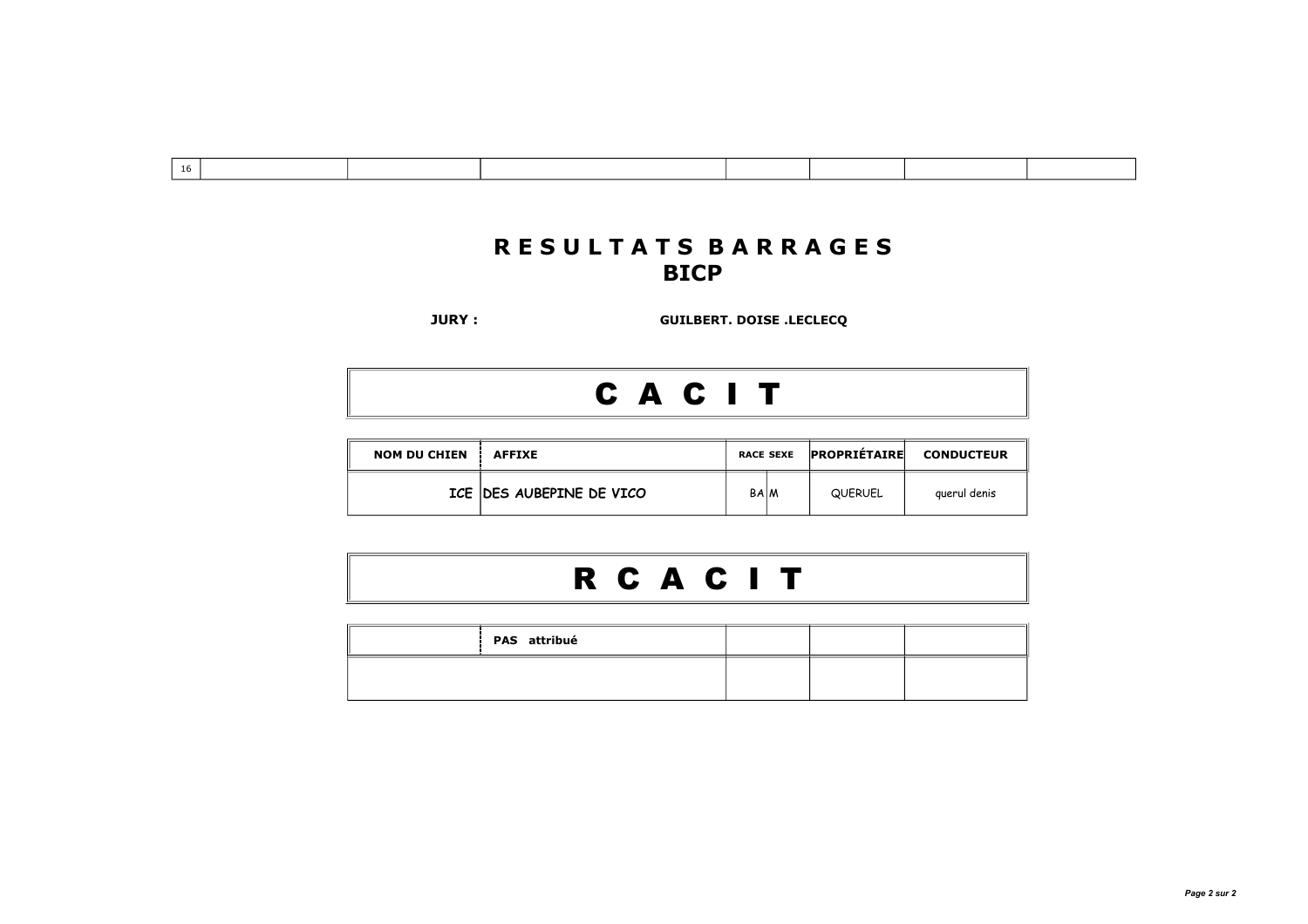| | | | | | | | |
|---|---|---|---|---|---|---|---|
| 16 | | | | | | | |

# R E S U L T A T S B A R R A G E S
# BICP

**JURY :** **GUILBERT. DOISE .LECLECQ**

## C A C I T

| NOM DU CHIEN | AFFIXE | RACE | SEXE | PROPRIÉTAIRE | CONDUCTEUR |
|---|---|---|---|---|---|
| ICE | DES AUBEPINE DE VICO | BA | M | QUERUEL | querul denis |

## R C A C I T

| | | | | |
|---|---|---|---|---|
| | **PAS attribué** | | | |
| | | | | |